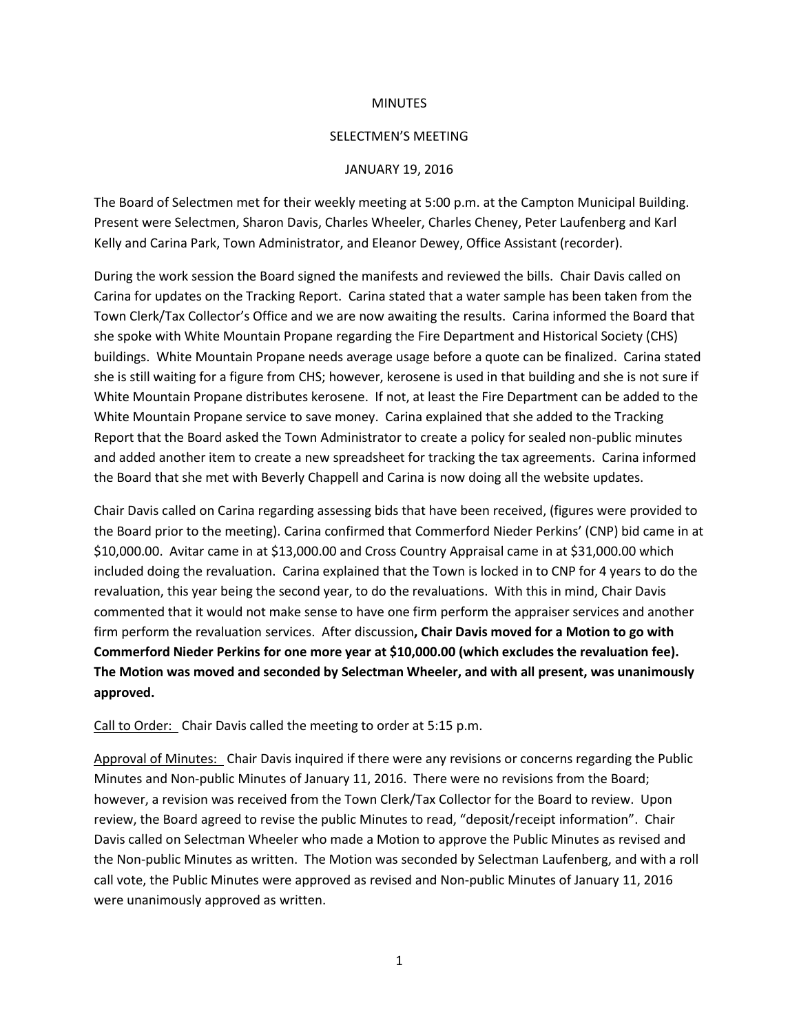MINUTES

SELECTMEN'S MEETING

JANUARY 19, 2016

The Board of Selectmen met for their weekly meeting at 5:00 p.m. at the Campton Municipal Building. Present were Selectmen, Sharon Davis, Charles Wheeler, Charles Cheney, Peter Laufenberg and Karl Kelly and Carina Park, Town Administrator, and Eleanor Dewey, Office Assistant (recorder).

During the work session the Board signed the manifests and reviewed the bills. Chair Davis called on Carina for updates on the Tracking Report. Carina stated that a water sample has been taken from the Town Clerk/Tax Collector's Office and we are now awaiting the results. Carina informed the Board that she spoke with White Mountain Propane regarding the Fire Department and Historical Society (CHS) buildings. White Mountain Propane needs average usage before a quote can be finalized. Carina stated she is still waiting for a figure from CHS; however, kerosene is used in that building and she is not sure if White Mountain Propane distributes kerosene. If not, at least the Fire Department can be added to the White Mountain Propane service to save money. Carina explained that she added to the Tracking Report that the Board asked the Town Administrator to create a policy for sealed non-public minutes and added another item to create a new spreadsheet for tracking the tax agreements. Carina informed the Board that she met with Beverly Chappell and Carina is now doing all the website updates.

Chair Davis called on Carina regarding assessing bids that have been received, (figures were provided to the Board prior to the meeting). Carina confirmed that Commerford Nieder Perkins' (CNP) bid came in at $10,000.00. Avitar came in at $13,000.00 and Cross Country Appraisal came in at $31,000.00 which included doing the revaluation. Carina explained that the Town is locked in to CNP for 4 years to do the revaluation, this year being the second year, to do the revaluations. With this in mind, Chair Davis commented that it would not make sense to have one firm perform the appraiser services and another firm perform the revaluation services. After discussion**, Chair Davis moved for a Motion to go with Commerford Nieder Perkins for one more year at $10,000.00 (which excludes the revaluation fee). The Motion was moved and seconded by Selectman Wheeler, and with all present, was unanimously approved.**

<u>Call to Order:</u> Chair Davis called the meeting to order at 5:15 p.m.

<u>Approval of Minutes:</u> Chair Davis inquired if there were any revisions or concerns regarding the Public Minutes and Non-public Minutes of January 11, 2016. There were no revisions from the Board; however, a revision was received from the Town Clerk/Tax Collector for the Board to review. Upon review, the Board agreed to revise the public Minutes to read, "deposit/receipt information". Chair Davis called on Selectman Wheeler who made a Motion to approve the Public Minutes as revised and the Non-public Minutes as written. The Motion was seconded by Selectman Laufenberg, and with a roll call vote, the Public Minutes were approved as revised and Non-public Minutes of January 11, 2016 were unanimously approved as written.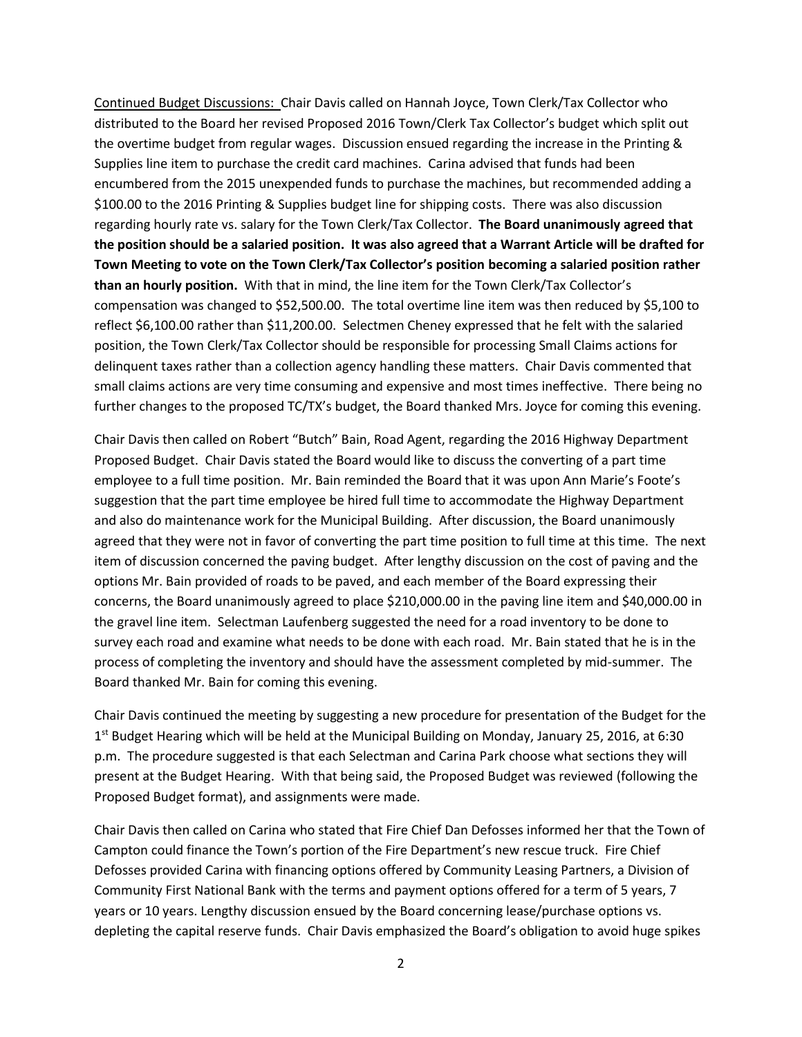Continued Budget Discussions: Chair Davis called on Hannah Joyce, Town Clerk/Tax Collector who distributed to the Board her revised Proposed 2016 Town/Clerk Tax Collector's budget which split out the overtime budget from regular wages. Discussion ensued regarding the increase in the Printing & Supplies line item to purchase the credit card machines. Carina advised that funds had been encumbered from the 2015 unexpended funds to purchase the machines, but recommended adding a $100.00 to the 2016 Printing & Supplies budget line for shipping costs. There was also discussion regarding hourly rate vs. salary for the Town Clerk/Tax Collector. **The Board unanimously agreed that the position should be a salaried position. It was also agreed that a Warrant Article will be drafted for Town Meeting to vote on the Town Clerk/Tax Collector's position becoming a salaried position rather than an hourly position.** With that in mind, the line item for the Town Clerk/Tax Collector's compensation was changed to $52,500.00. The total overtime line item was then reduced by $5,100 to reflect $6,100.00 rather than $11,200.00. Selectmen Cheney expressed that he felt with the salaried position, the Town Clerk/Tax Collector should be responsible for processing Small Claims actions for delinquent taxes rather than a collection agency handling these matters. Chair Davis commented that small claims actions are very time consuming and expensive and most times ineffective. There being no further changes to the proposed TC/TX's budget, the Board thanked Mrs. Joyce for coming this evening.

Chair Davis then called on Robert "Butch" Bain, Road Agent, regarding the 2016 Highway Department Proposed Budget. Chair Davis stated the Board would like to discuss the converting of a part time employee to a full time position. Mr. Bain reminded the Board that it was upon Ann Marie's Foote's suggestion that the part time employee be hired full time to accommodate the Highway Department and also do maintenance work for the Municipal Building. After discussion, the Board unanimously agreed that they were not in favor of converting the part time position to full time at this time. The next item of discussion concerned the paving budget. After lengthy discussion on the cost of paving and the options Mr. Bain provided of roads to be paved, and each member of the Board expressing their concerns, the Board unanimously agreed to place $210,000.00 in the paving line item and $40,000.00 in the gravel line item. Selectman Laufenberg suggested the need for a road inventory to be done to survey each road and examine what needs to be done with each road. Mr. Bain stated that he is in the process of completing the inventory and should have the assessment completed by mid-summer. The Board thanked Mr. Bain for coming this evening.

Chair Davis continued the meeting by suggesting a new procedure for presentation of the Budget for the 1st Budget Hearing which will be held at the Municipal Building on Monday, January 25, 2016, at 6:30 p.m. The procedure suggested is that each Selectman and Carina Park choose what sections they will present at the Budget Hearing. With that being said, the Proposed Budget was reviewed (following the Proposed Budget format), and assignments were made.

Chair Davis then called on Carina who stated that Fire Chief Dan Defosses informed her that the Town of Campton could finance the Town's portion of the Fire Department's new rescue truck. Fire Chief Defosses provided Carina with financing options offered by Community Leasing Partners, a Division of Community First National Bank with the terms and payment options offered for a term of 5 years, 7 years or 10 years. Lengthy discussion ensued by the Board concerning lease/purchase options vs. depleting the capital reserve funds. Chair Davis emphasized the Board's obligation to avoid huge spikes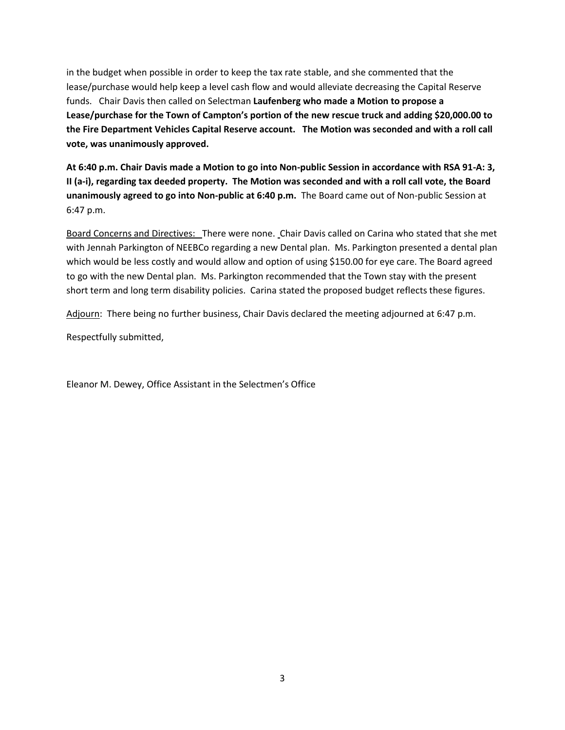in the budget when possible in order to keep the tax rate stable, and she commented that the lease/purchase would help keep a level cash flow and would alleviate decreasing the Capital Reserve funds. Chair Davis then called on Selectman **Laufenberg who made a Motion to propose a Lease/purchase for the Town of Campton's portion of the new rescue truck and adding $20,000.00 to the Fire Department Vehicles Capital Reserve account. The Motion was seconded and with a roll call vote, was unanimously approved.**

**At 6:40 p.m. Chair Davis made a Motion to go into Non-public Session in accordance with RSA 91-A: 3, II (a-i), regarding tax deeded property. The Motion was seconded and with a roll call vote, the Board unanimously agreed to go into Non-public at 6:40 p.m.** The Board came out of Non-public Session at 6:47 p.m.

Board Concerns and Directives: There were none. Chair Davis called on Carina who stated that she met with Jennah Parkington of NEEBCo regarding a new Dental plan. Ms. Parkington presented a dental plan which would be less costly and would allow and option of using $150.00 for eye care. The Board agreed to go with the new Dental plan. Ms. Parkington recommended that the Town stay with the present short term and long term disability policies. Carina stated the proposed budget reflects these figures.

Adjourn: There being no further business, Chair Davis declared the meeting adjourned at 6:47 p.m.

Respectfully submitted,

Eleanor M. Dewey, Office Assistant in the Selectmen's Office